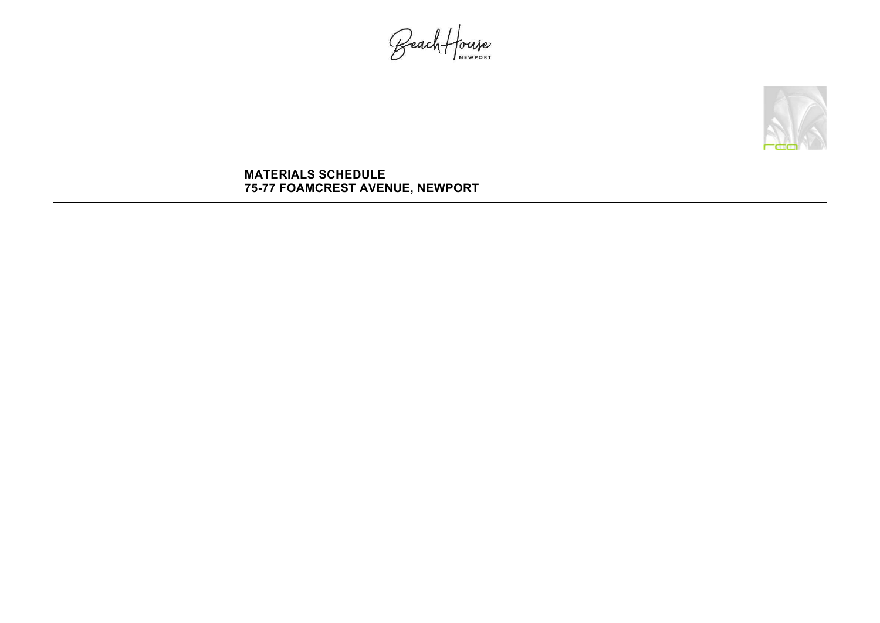Beach House NEWPORT

# MATERIALS SCHEDULE
## 75-77 FOAMCREST AVENUE, NEWPORT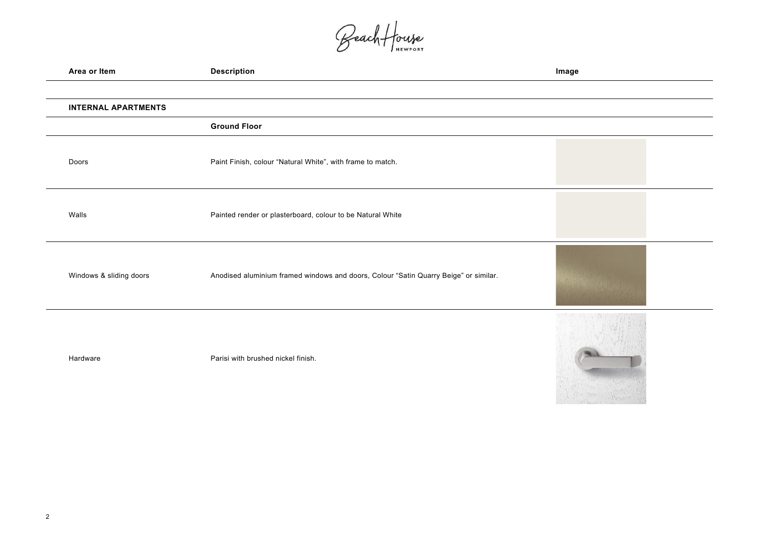| Area or Item | Description | Image |
| --- | --- | --- |
| **INTERNAL APARTMENTS** | | |
| | **Ground Floor** | |
| Doors | Paint Finish, colour "Natural White", with frame to match. | |
| Walls | Painted render or plasterboard, colour to be Natural White | |
| Windows & sliding doors | Anodised aluminium framed windows and doors, Colour "Satin Quarry Beige" or similar. | |
| Hardware | Parisi with brushed nickel finish. | |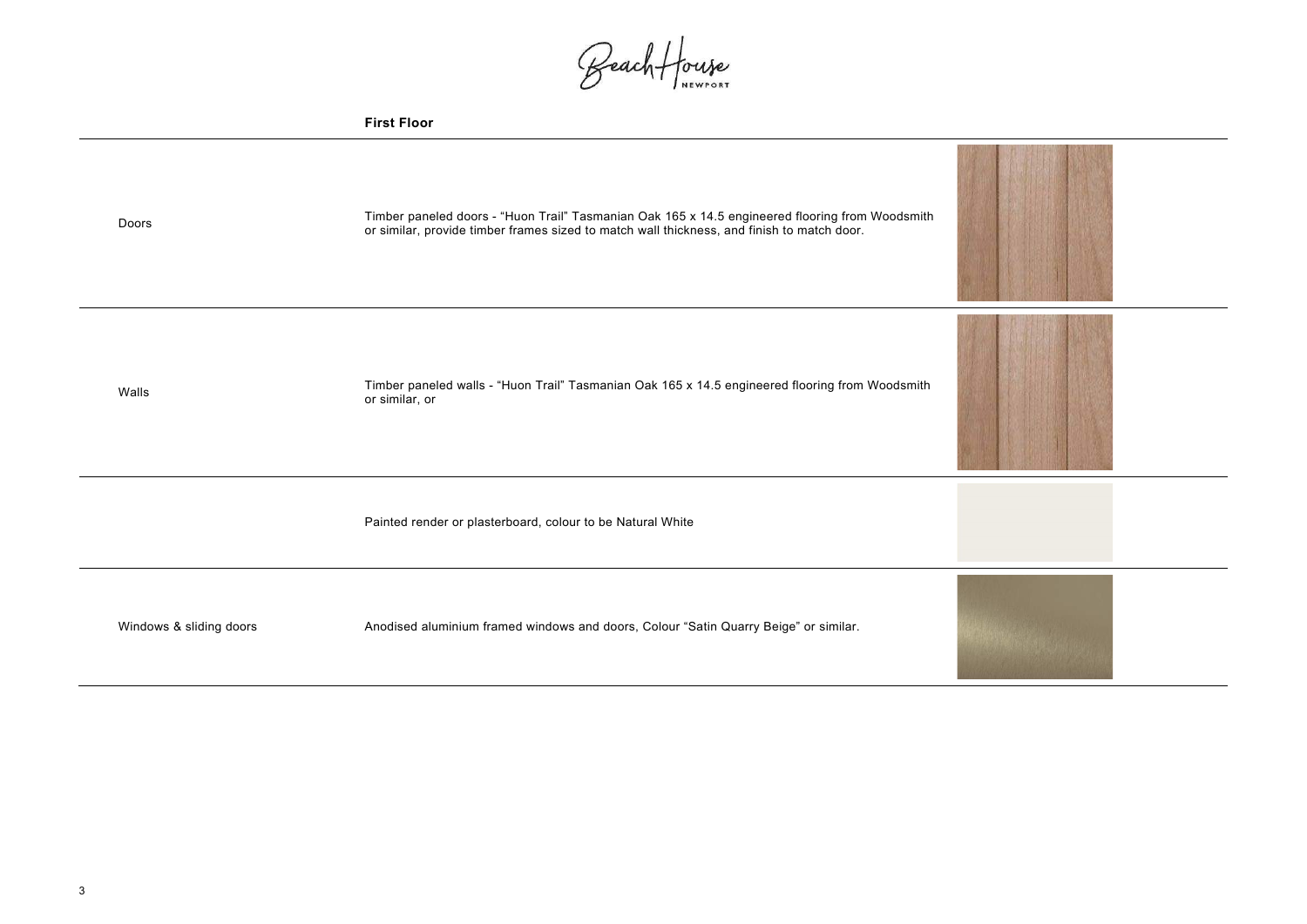Beach House NEWPORT

## First Floor

| | |
|---|---|
| Doors | Timber paneled doors - “Huon Trail” Tasmanian Oak 165 x 14.5 engineered flooring from Woodsmith or similar, provide timber frames sized to match wall thickness, and finish to match door. |
| Walls | Timber paneled walls - “Huon Trail” Tasmanian Oak 165 x 14.5 engineered flooring from Woodsmith or similar, or |
| | Painted render or plasterboard, colour to be Natural White |
| Windows & sliding doors | Anodised aluminium framed windows and doors, Colour “Satin Quarry Beige” or similar. |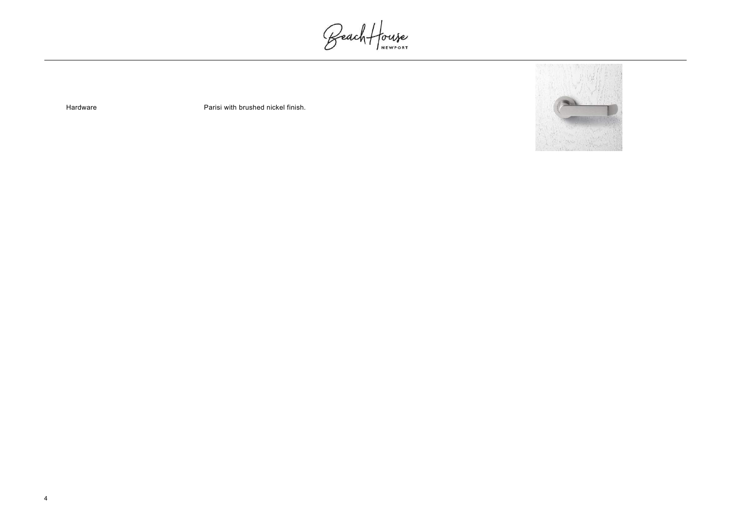| Hardware | Parisi with brushed nickel finish. |
| --- | --- |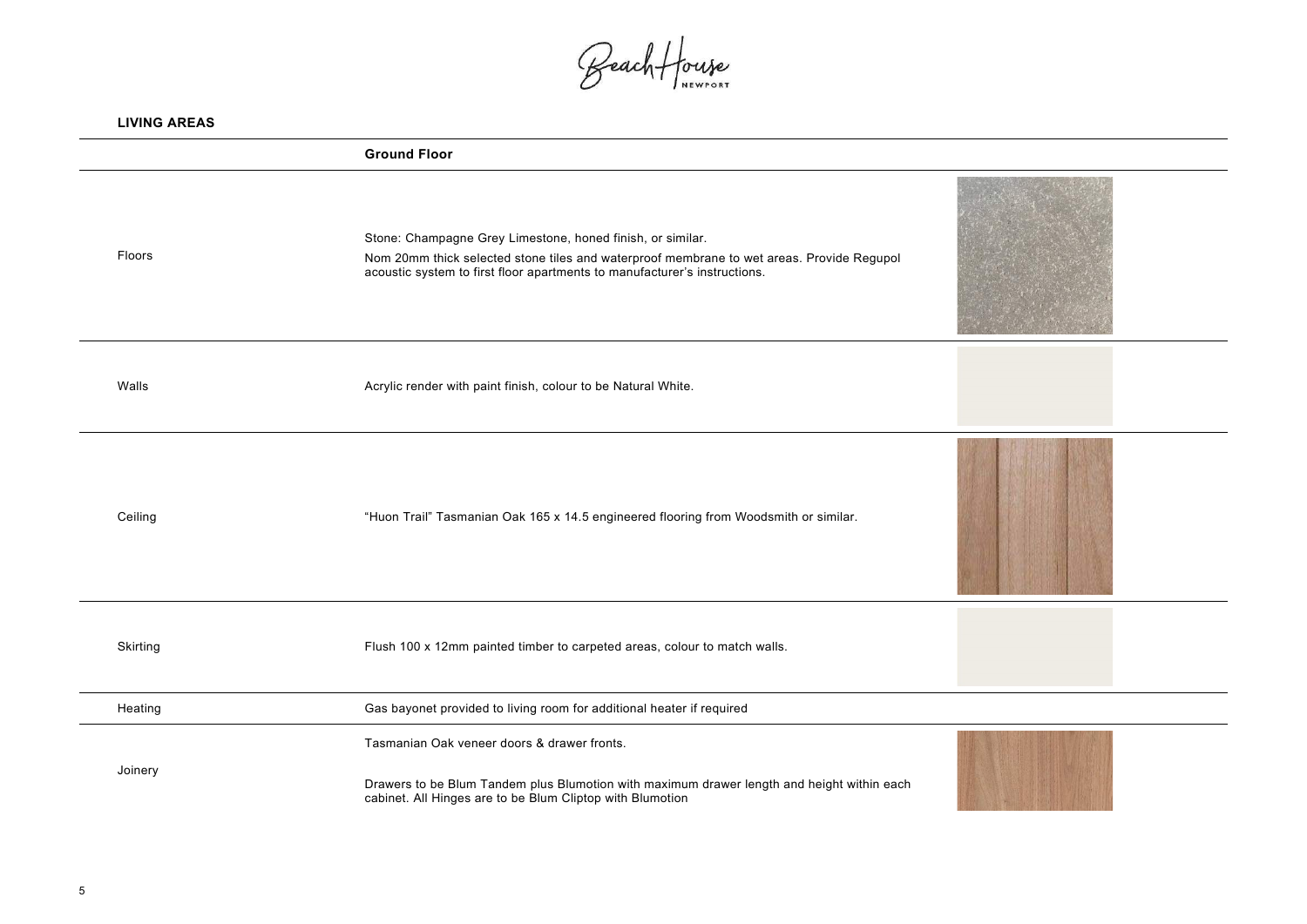## LIVING AREAS

| | Ground Floor |
|---|---|
| Floors | Stone: Champagne Grey Limestone, honed finish, or similar.<br>Nom 20mm thick selected stone tiles and waterproof membrane to wet areas. Provide Regupol acoustic system to first floor apartments to manufacturer's instructions. |
| Walls | Acrylic render with paint finish, colour to be Natural White. |
| Ceiling | "Huon Trail" Tasmanian Oak 165 x 14.5 engineered flooring from Woodsmith or similar. |
| Skirting | Flush 100 x 12mm painted timber to carpeted areas, colour to match walls. |
| Heating | Gas bayonet provided to living room for additional heater if required |
| Joinery | Tasmanian Oak veneer doors & drawer fronts.<br>Drawers to be Blum Tandem plus Blumotion with maximum drawer length and height within each cabinet. All Hinges are to be Blum Cliptop with Blumotion |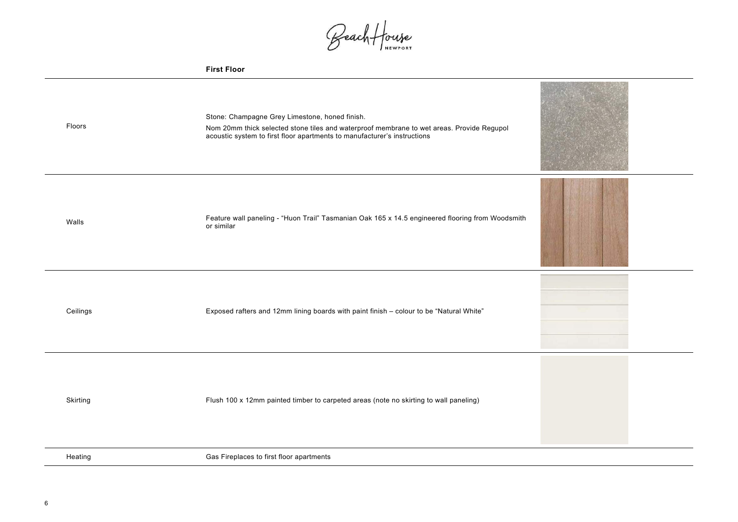## First Floor

| | |
|---|---|
| Floors | Stone: Champagne Grey Limestone, honed finish.<br>Nom 20mm thick selected stone tiles and waterproof membrane to wet areas. Provide Regupol acoustic system to first floor apartments to manufacturer's instructions |
| Walls | Feature wall paneling - "Huon Trail" Tasmanian Oak 165 x 14.5 engineered flooring from Woodsmith or similar |
| Ceilings | Exposed rafters and 12mm lining boards with paint finish – colour to be "Natural White" |
| Skirting | Flush 100 x 12mm painted timber to carpeted areas (note no skirting to wall paneling) |
| Heating | Gas Fireplaces to first floor apartments |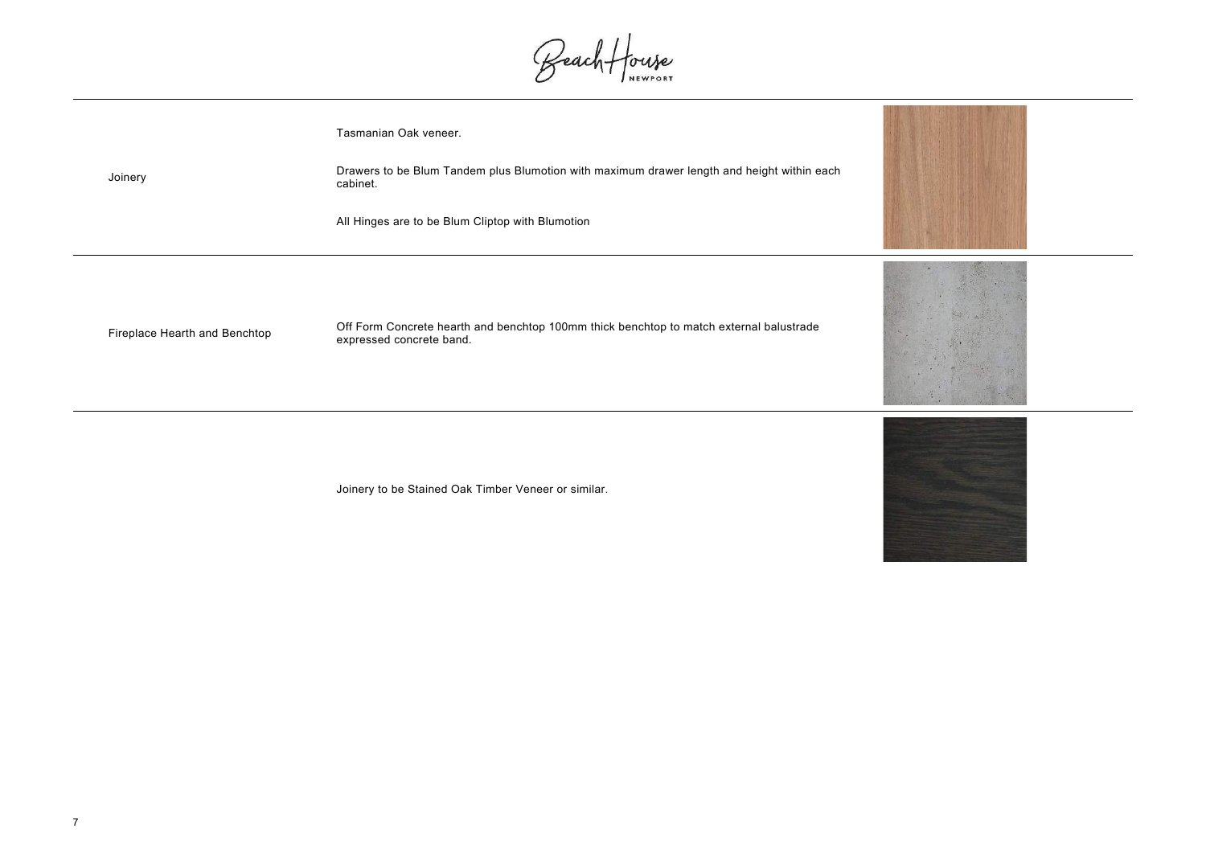| | |
|---|---|
| Joinery | Tasmanian Oak veneer.<br><br>Drawers to be Blum Tandem plus Blumotion with maximum drawer length and height within each cabinet.<br><br>All Hinges are to be Blum Cliptop with Blumotion |
| Fireplace Hearth and Benchtop | Off Form Concrete hearth and benchtop 100mm thick benchtop to match external balustrade expressed concrete band. |
| | Joinery to be Stained Oak Timber Veneer or similar. |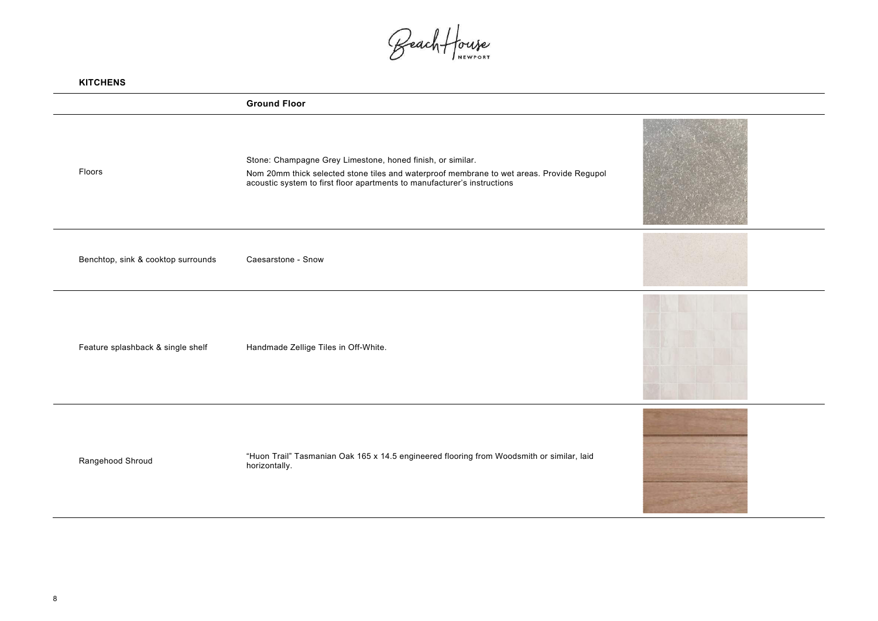## KITCHENS

| | Ground Floor |
|---|---|
| Floors | Stone: Champagne Grey Limestone, honed finish, or similar.<br><br>Nom 20mm thick selected stone tiles and waterproof membrane to wet areas. Provide Regupol acoustic system to first floor apartments to manufacturer's instructions |
| Benchtop, sink & cooktop surrounds | Caesarstone - Snow |
| Feature splashback & single shelf | Handmade Zellige Tiles in Off-White. |
| Rangehood Shroud | "Huon Trail" Tasmanian Oak 165 x 14.5 engineered flooring from Woodsmith or similar, laid horizontally. |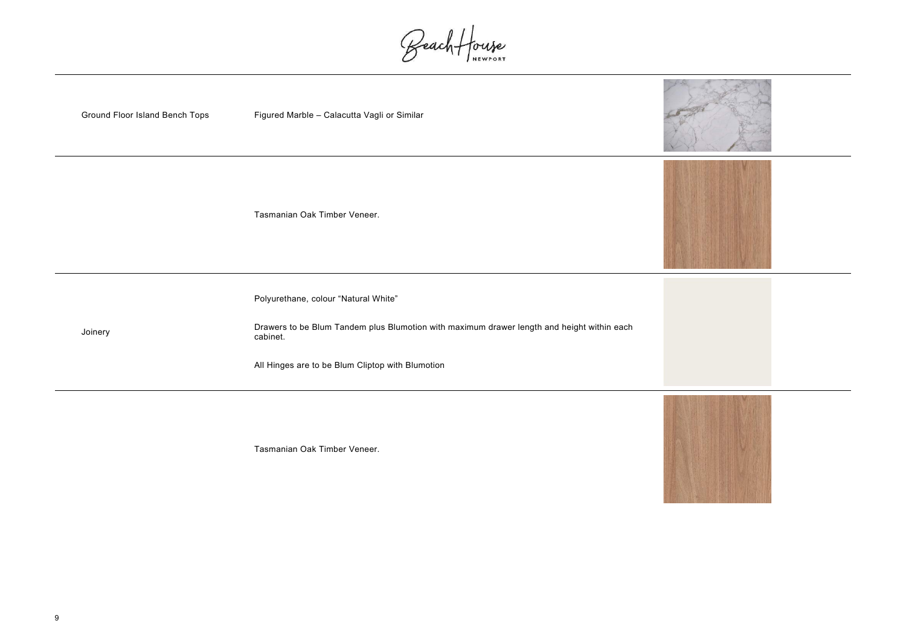| | | |
|---|---|---|
| Ground Floor Island Bench Tops | Figured Marble – Calacutta Vagli or Similar | |
| | Tasmanian Oak Timber Veneer. | |
| Joinery | Polyurethane, colour “Natural White”<br><br>Drawers to be Blum Tandem plus Blumotion with maximum drawer length and height within each cabinet.<br><br>All Hinges are to be Blum Cliptop with Blumotion | |
| | Tasmanian Oak Timber Veneer. | |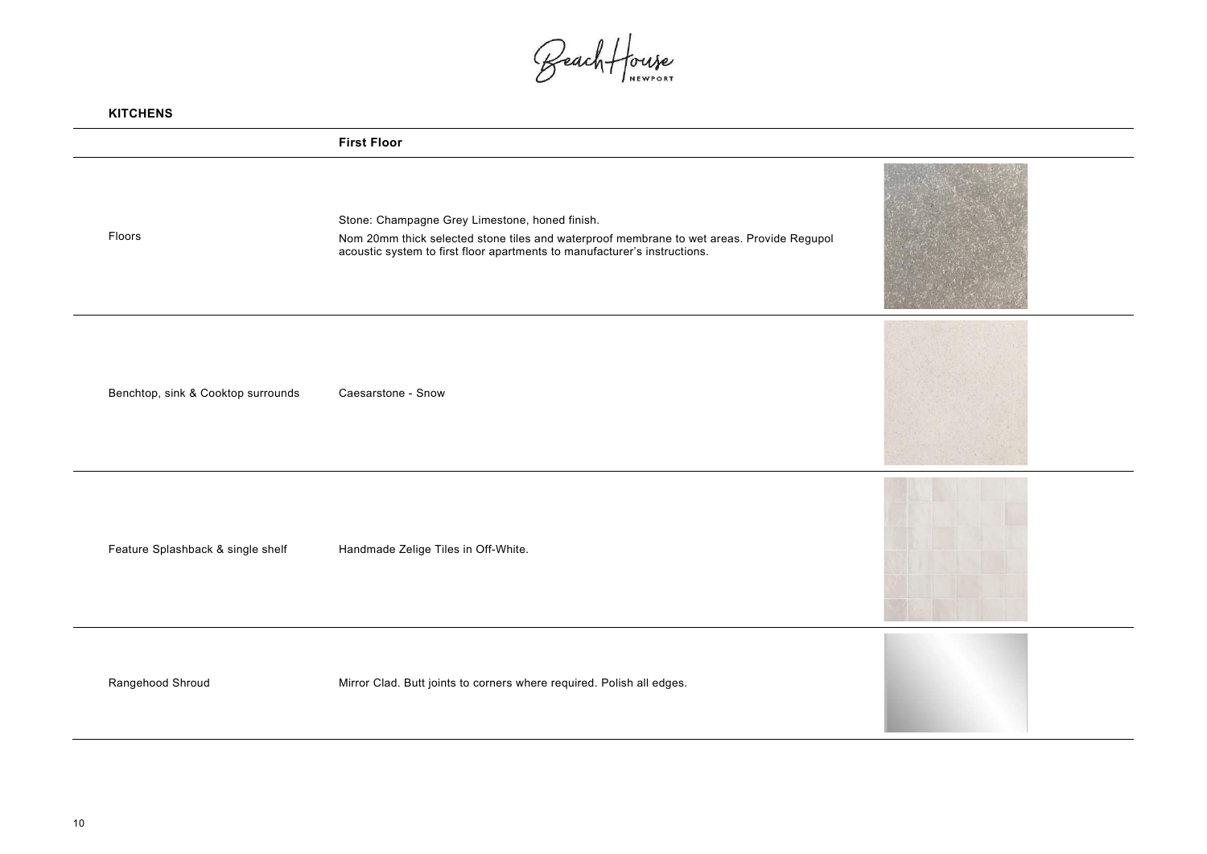## KITCHENS

| | First Floor |
|---|---|
| Floors | Stone: Champagne Grey Limestone, honed finish.<br>Nom 20mm thick selected stone tiles and waterproof membrane to wet areas. Provide Regupol acoustic system to first floor apartments to manufacturer's instructions. |
| Benchtop, sink & Cooktop surrounds | Caesarstone - Snow |
| Feature Splashback & single shelf | Handmade Zelige Tiles in Off-White. |
| Rangehood Shroud | Mirror Clad. Butt joints to corners where required. Polish all edges. |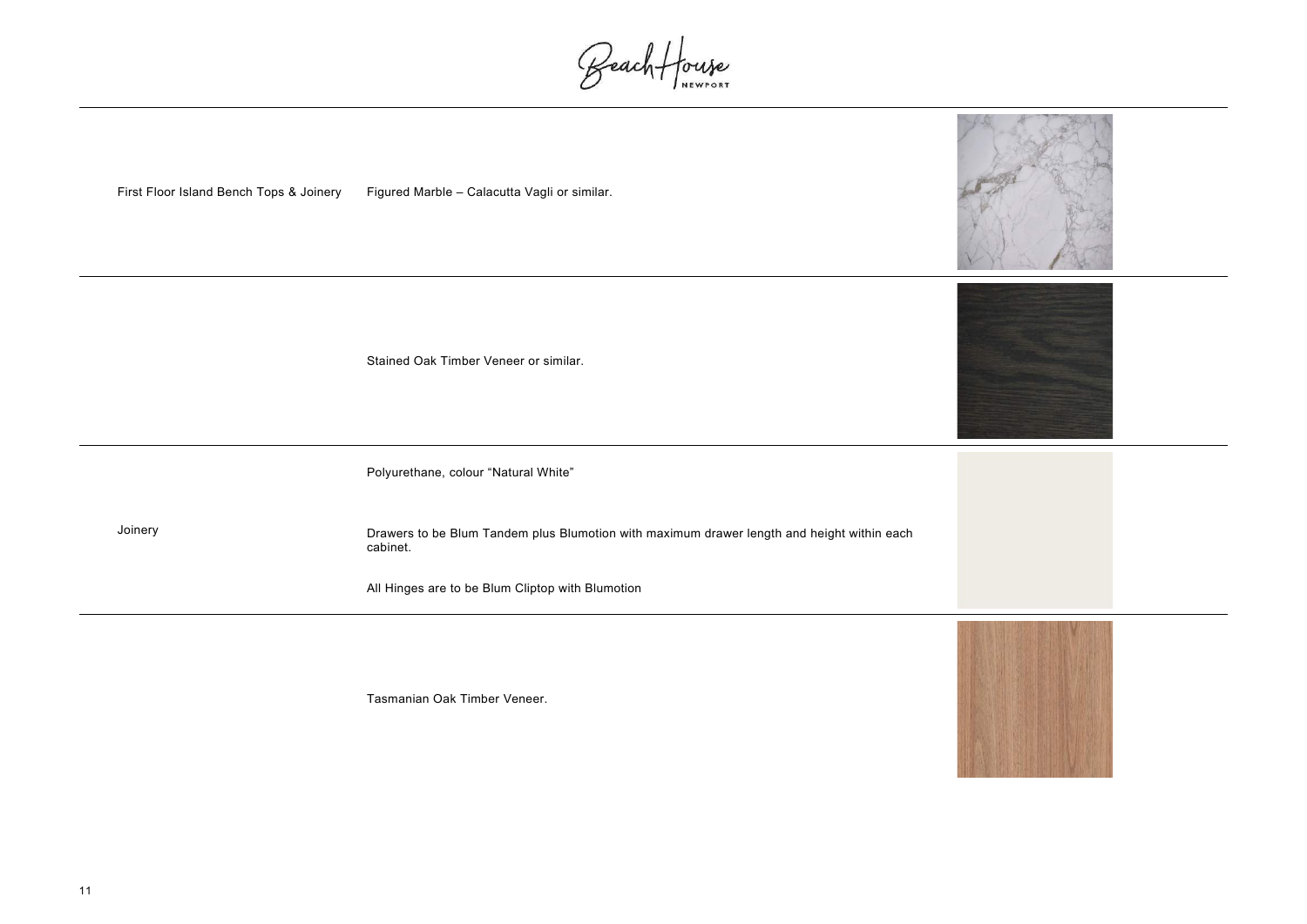| | |
|---|---|
| First Floor Island Bench Tops & Joinery | Figured Marble – Calacutta Vagli or similar. |
| | Stained Oak Timber Veneer or similar. |
| Joinery | Polyurethane, colour "Natural White"<br><br>Drawers to be Blum Tandem plus Blumotion with maximum drawer length and height within each cabinet.<br><br>All Hinges are to be Blum Cliptop with Blumotion |
| | Tasmanian Oak Timber Veneer. |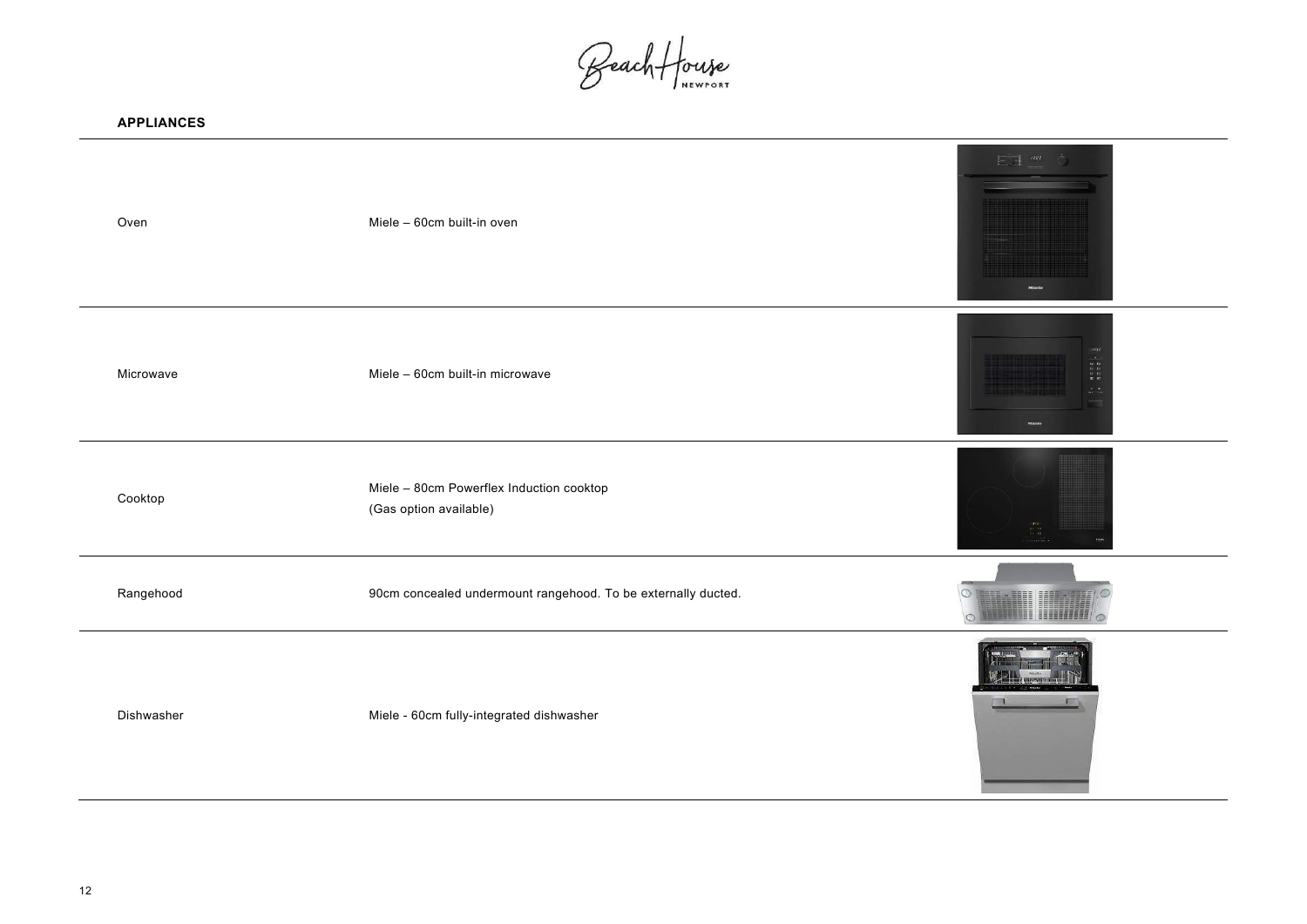## APPLIANCES

| | |
|---|---|
| Oven | Miele – 60cm built-in oven |
| Microwave | Miele – 60cm built-in microwave |
| Cooktop | Miele – 80cm Powerflex Induction cooktop<br>(Gas option available) |
| Rangehood | 90cm concealed undermount rangehood. To be externally ducted. |
| Dishwasher | Miele - 60cm fully-integrated dishwasher |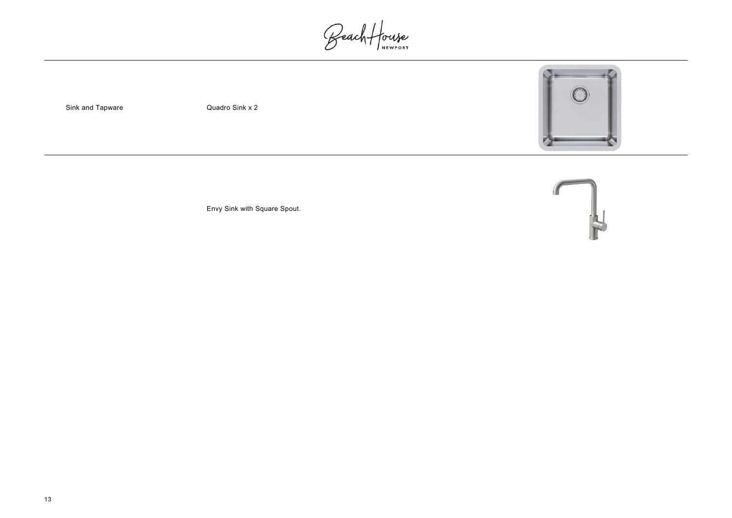| Sink and Tapware | Quadro Sink x 2 |
| --- | --- |
| | Envy Sink with Square Spout. |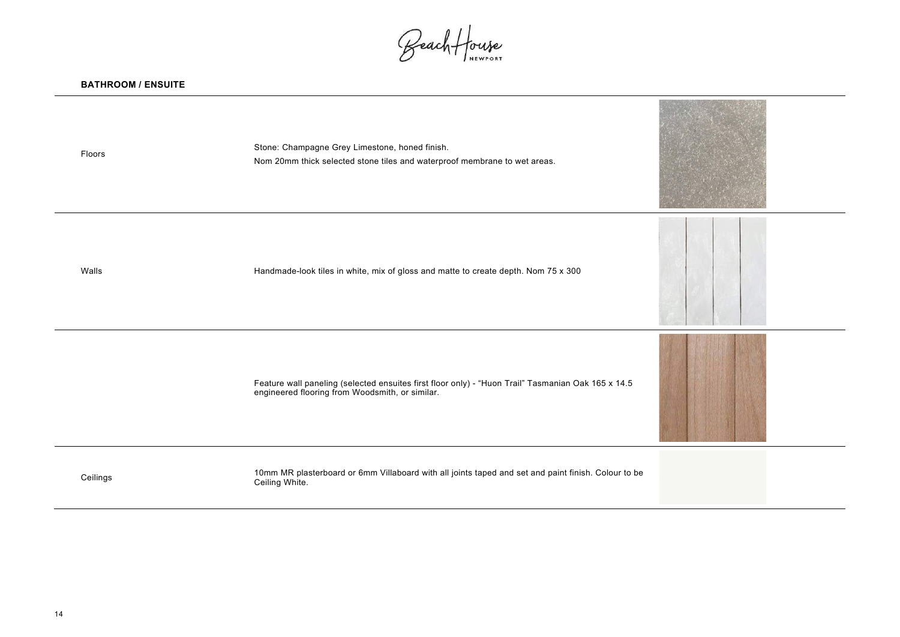## BATHROOM / ENSUITE

| | |
|---|---|
| Floors | Stone: Champagne Grey Limestone, honed finish.<br>Nom 20mm thick selected stone tiles and waterproof membrane to wet areas. |
| Walls | Handmade-look tiles in white, mix of gloss and matte to create depth. Nom 75 x 300 |
| | Feature wall paneling (selected ensuites first floor only) - "Huon Trail" Tasmanian Oak 165 x 14.5 engineered flooring from Woodsmith, or similar. |
| Ceilings | 10mm MR plasterboard or 6mm Villaboard with all joints taped and set and paint finish. Colour to be Ceiling White. |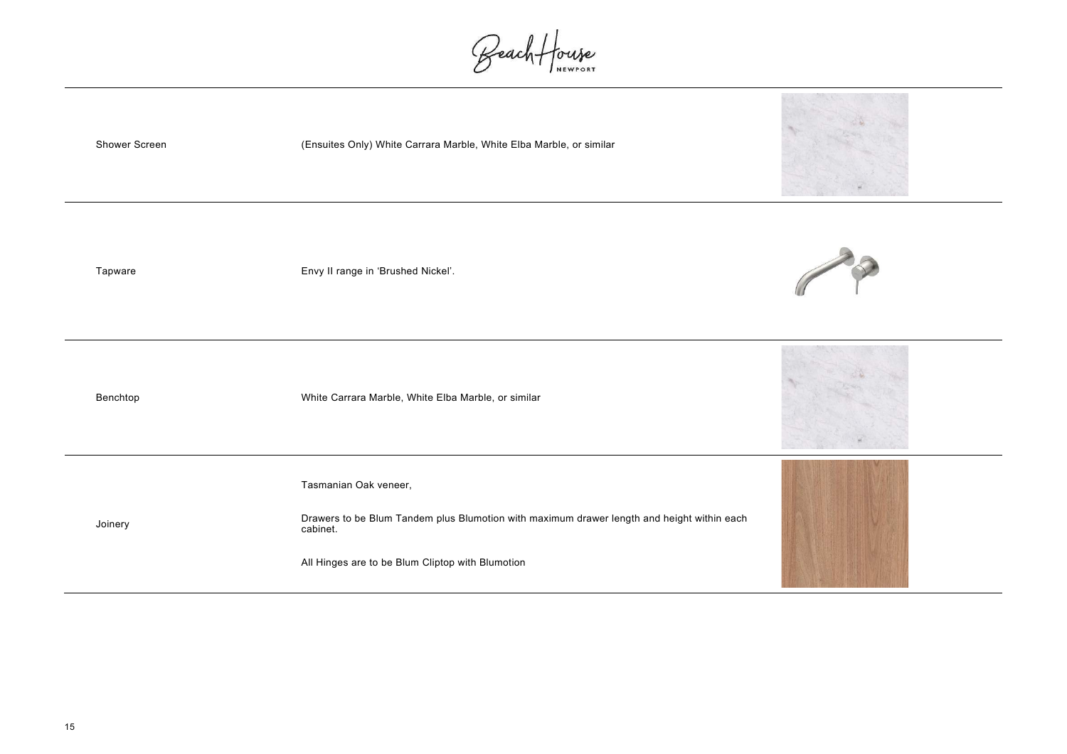| | |
|---|---|
| Shower Screen | (Ensuites Only) White Carrara Marble, White Elba Marble, or similar |
| Tapware | Envy II range in 'Brushed Nickel'. |
| Benchtop | White Carrara Marble, White Elba Marble, or similar |
| Joinery | Tasmanian Oak veneer,<br><br>Drawers to be Blum Tandem plus Blumotion with maximum drawer length and height within each cabinet.<br><br>All Hinges are to be Blum Cliptop with Blumotion |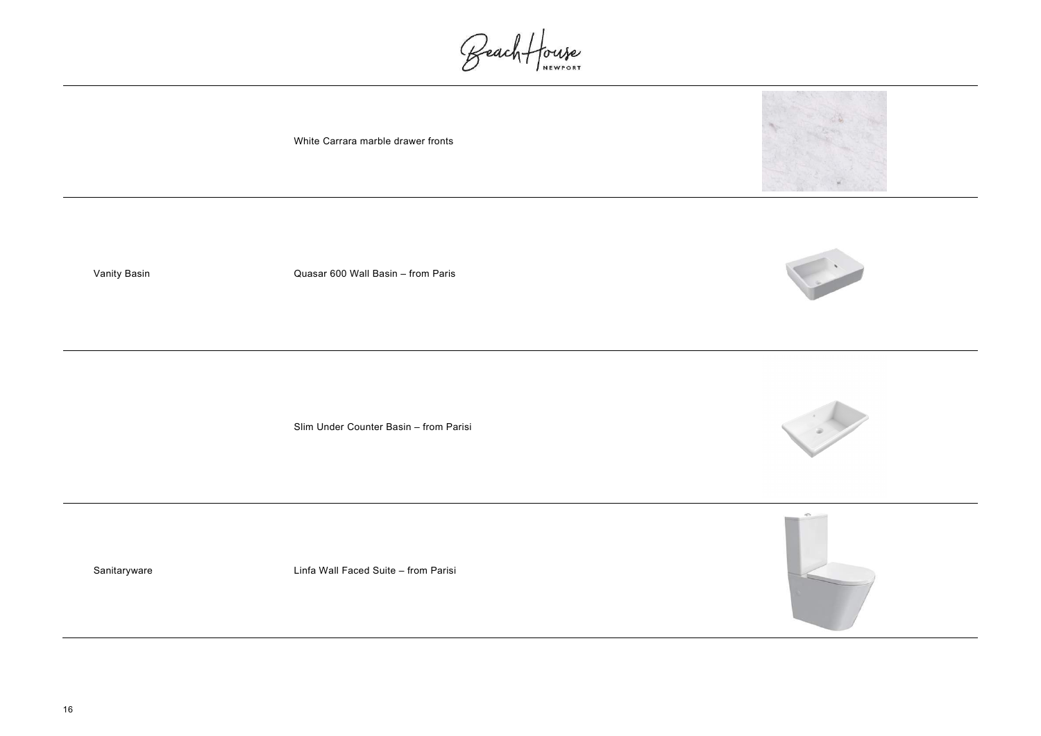| | | |
|---|---|---|
| | White Carrara marble drawer fronts | |
| Vanity Basin | Quasar 600 Wall Basin – from Paris | |
| | Slim Under Counter Basin – from Parisi | |
| Sanitaryware | Linfa Wall Faced Suite – from Parisi | |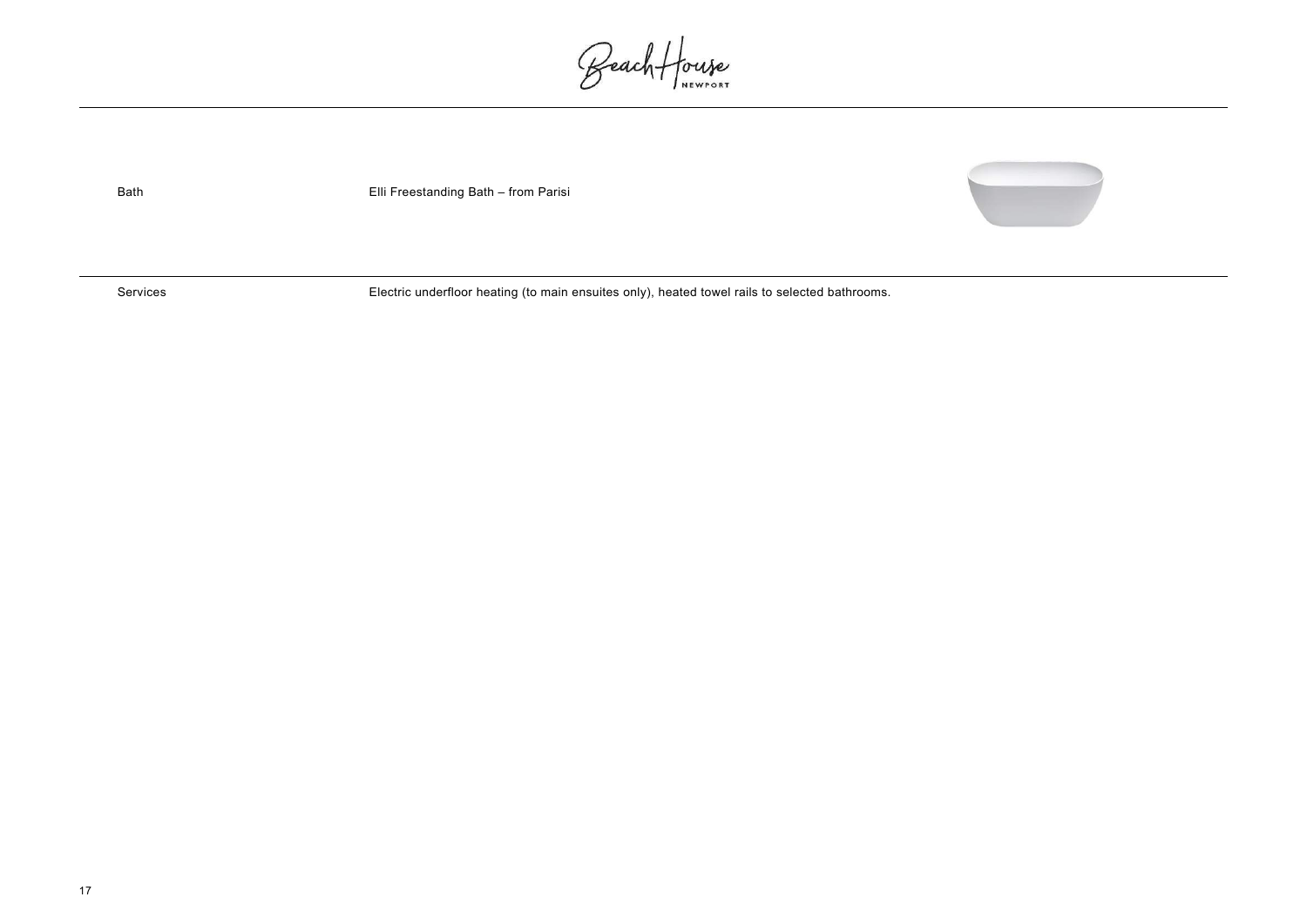| | |
|---|---|
| Bath | Elli Freestanding Bath – from Parisi |
| Services | Electric underfloor heating (to main ensuites only), heated towel rails to selected bathrooms. |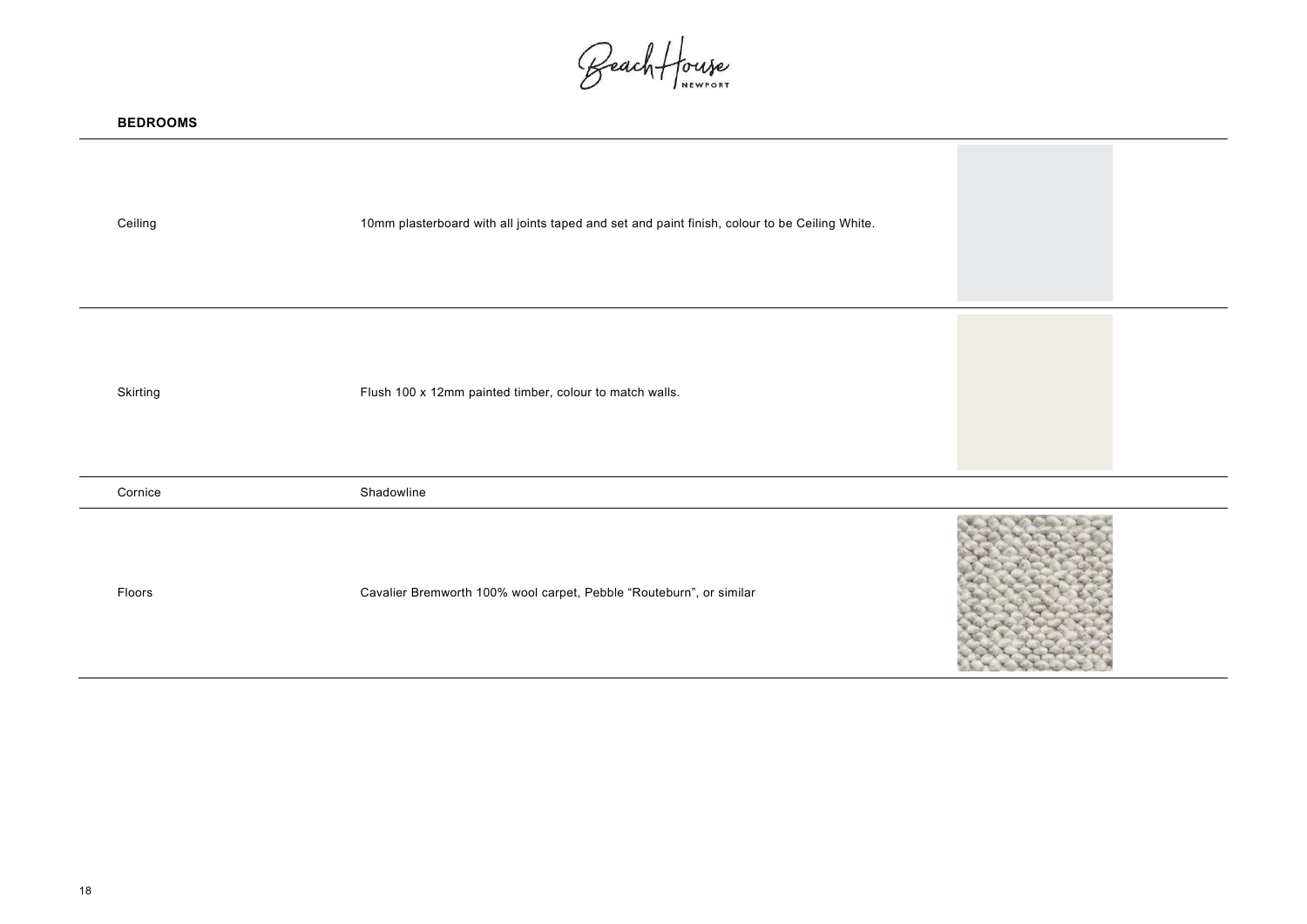## BEDROOMS

| | |
|---|---|
| Ceiling | 10mm plasterboard with all joints taped and set and paint finish, colour to be Ceiling White. |
| Skirting | Flush 100 x 12mm painted timber, colour to match walls. |
| Cornice | Shadowline |
| Floors | Cavalier Bremworth 100% wool carpet, Pebble "Routeburn", or similar |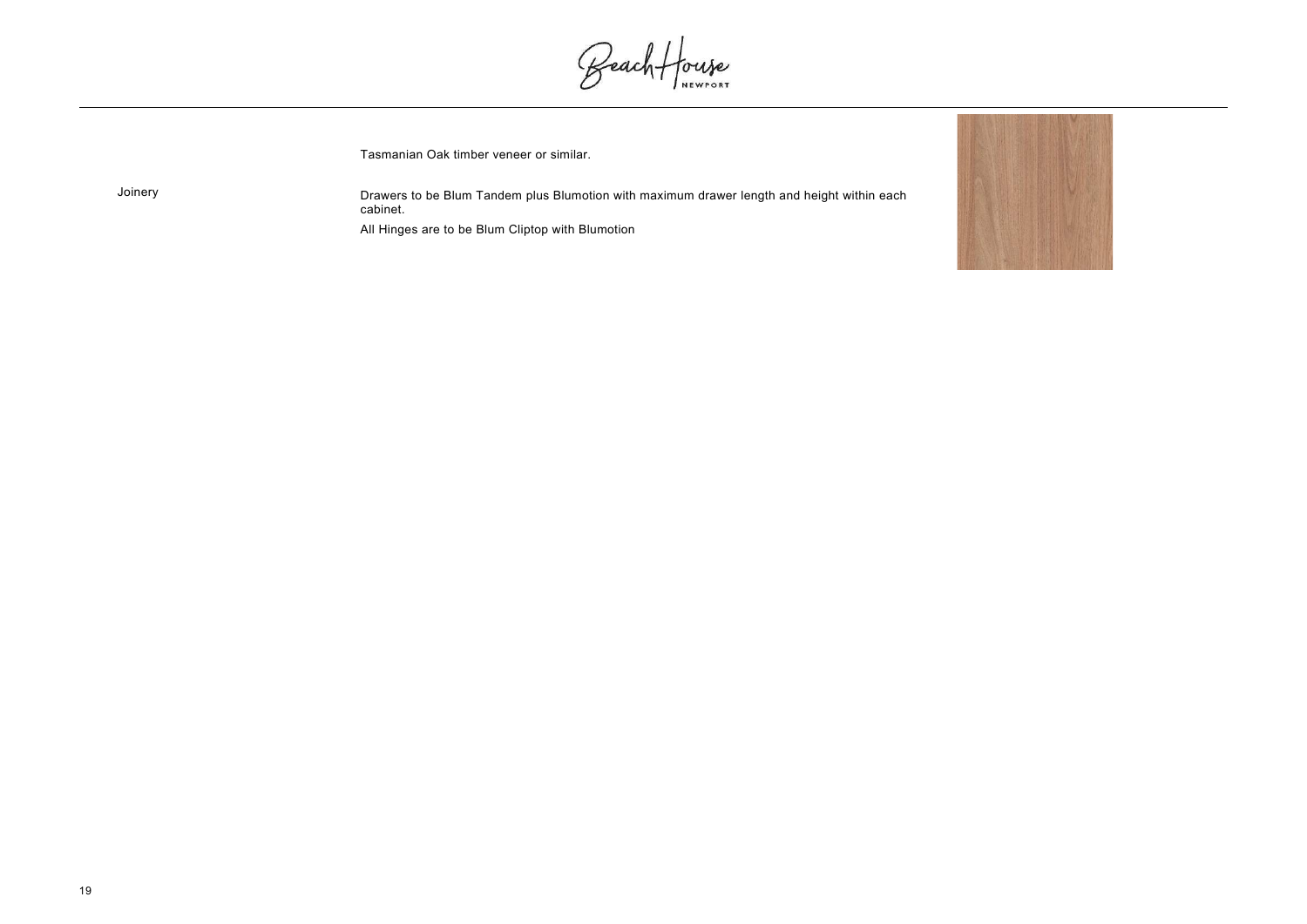| | |
|---|---|
| Joinery | Tasmanian Oak timber veneer or similar.<br><br>Drawers to be Blum Tandem plus Blumotion with maximum drawer length and height within each cabinet.<br><br>All Hinges are to be Blum Cliptop with Blumotion |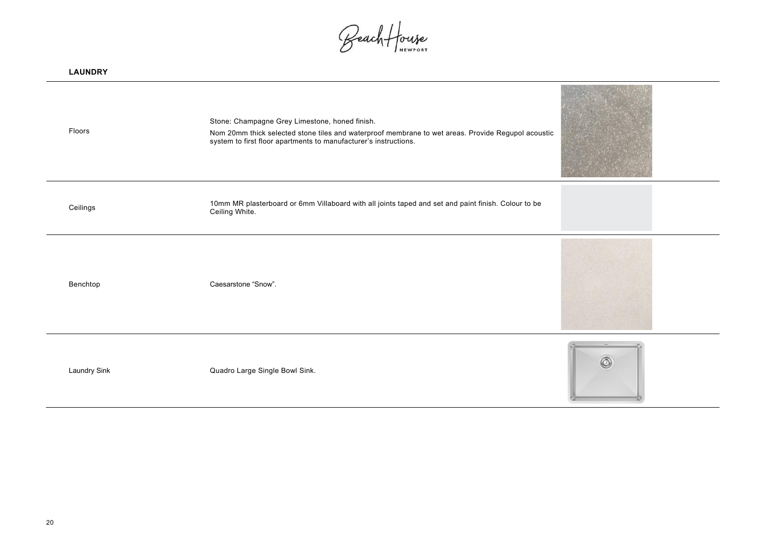## LAUNDRY

| | |
|---|---|
| Floors | Stone: Champagne Grey Limestone, honed finish.<br>Nom 20mm thick selected stone tiles and waterproof membrane to wet areas. Provide Regupol acoustic system to first floor apartments to manufacturer's instructions. |
| Ceilings | 10mm MR plasterboard or 6mm Villaboard with all joints taped and set and paint finish. Colour to be Ceiling White. |
| Benchtop | Caesarstone "Snow". |
| Laundry Sink | Quadro Large Single Bowl Sink. |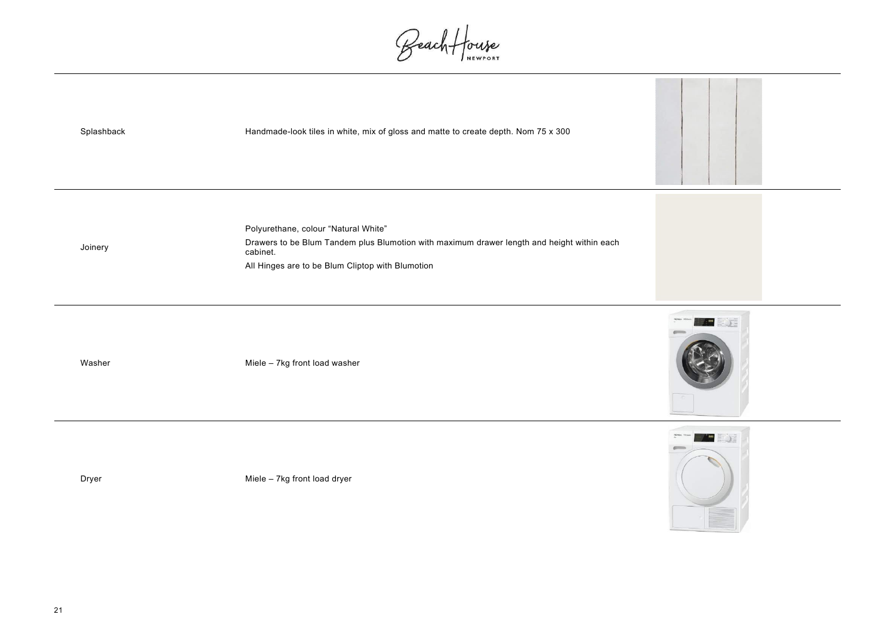| | |
|---|---|
| Splashback | Handmade-look tiles in white, mix of gloss and matte to create depth. Nom 75 x 300 |
| Joinery | Polyurethane, colour "Natural White"<br>Drawers to be Blum Tandem plus Blumotion with maximum drawer length and height within each cabinet.<br>All Hinges are to be Blum Cliptop with Blumotion |
| Washer | Miele – 7kg front load washer |
| Dryer | Miele – 7kg front load dryer |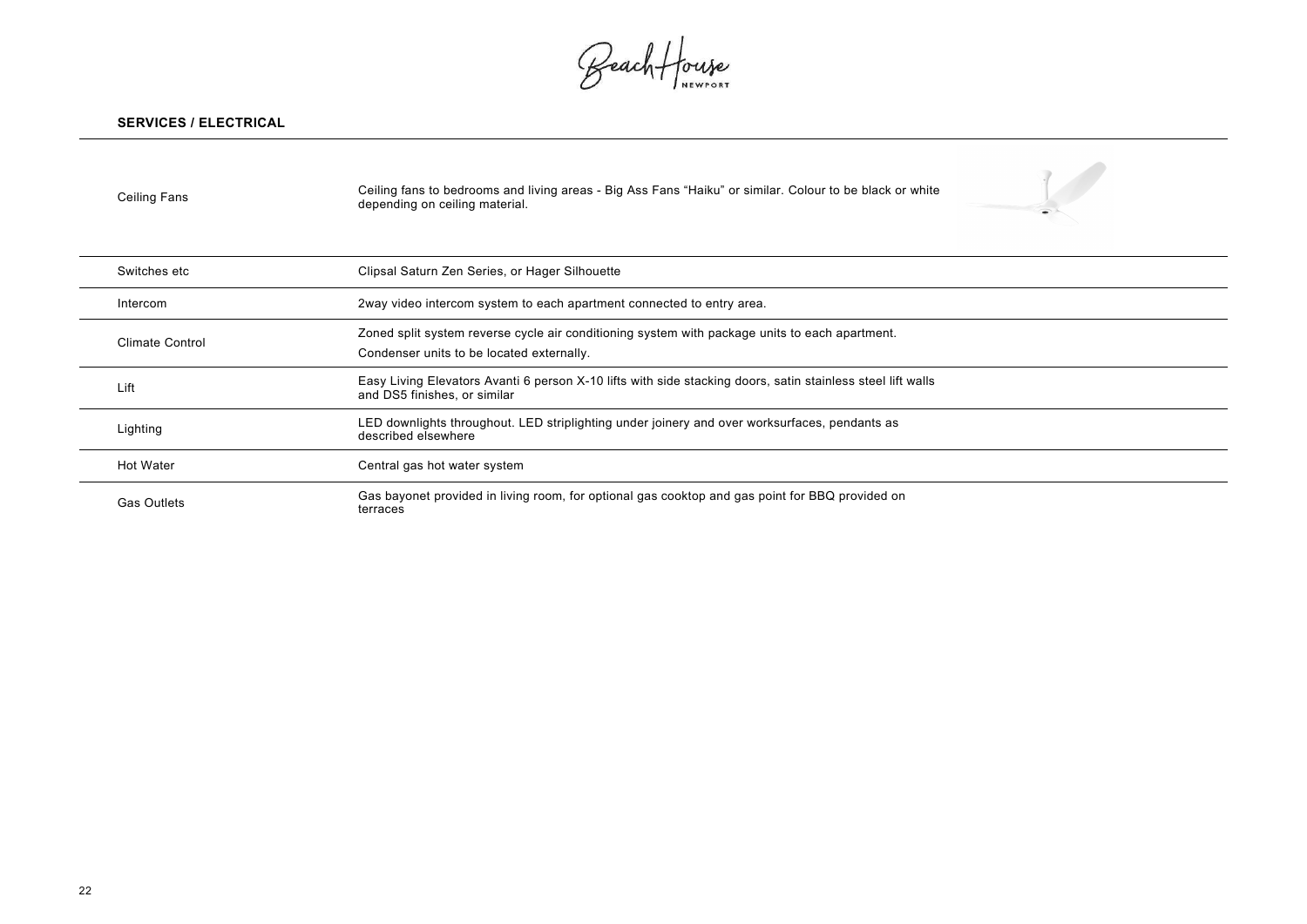## SERVICES / ELECTRICAL

| | |
|---|---|
| Ceiling Fans | Ceiling fans to bedrooms and living areas - Big Ass Fans "Haiku" or similar. Colour to be black or white depending on ceiling material. |
| Switches etc | Clipsal Saturn Zen Series, or Hager Silhouette |
| Intercom | 2way video intercom system to each apartment connected to entry area. |
| Climate Control | Zoned split system reverse cycle air conditioning system with package units to each apartment.<br>Condenser units to be located externally. |
| Lift | Easy Living Elevators Avanti 6 person X-10 lifts with side stacking doors, satin stainless steel lift walls and DS5 finishes, or similar |
| Lighting | LED downlights throughout. LED striplighting under joinery and over worksurfaces, pendants as described elsewhere |
| Hot Water | Central gas hot water system |
| Gas Outlets | Gas bayonet provided in living room, for optional gas cooktop and gas point for BBQ provided on terraces |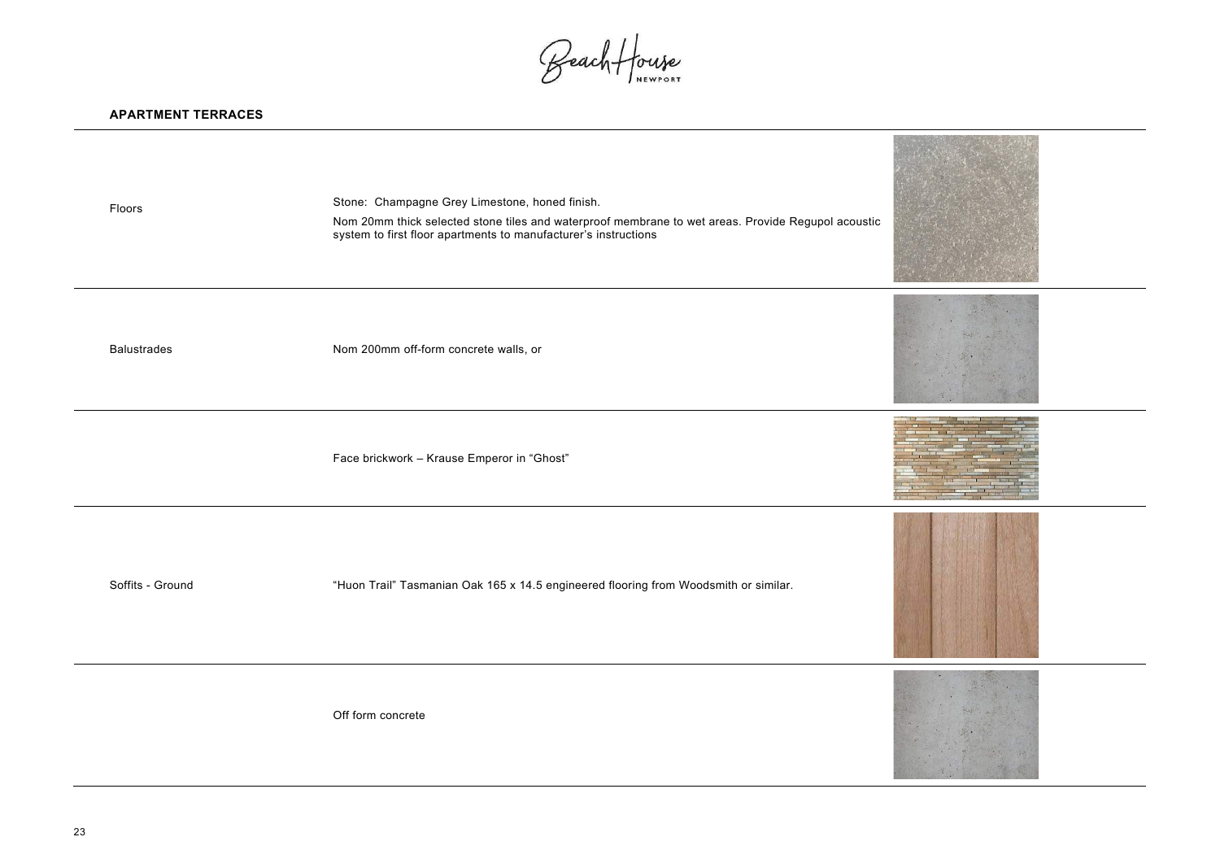## APARTMENT TERRACES

| | |
|---|---|
| Floors | Stone: Champagne Grey Limestone, honed finish.<br>Nom 20mm thick selected stone tiles and waterproof membrane to wet areas. Provide Regupol acoustic system to first floor apartments to manufacturer's instructions |
| Balustrades | Nom 200mm off-form concrete walls, or |
| | Face brickwork – Krause Emperor in "Ghost" |
| Soffits - Ground | "Huon Trail" Tasmanian Oak 165 x 14.5 engineered flooring from Woodsmith or similar. |
| | Off form concrete |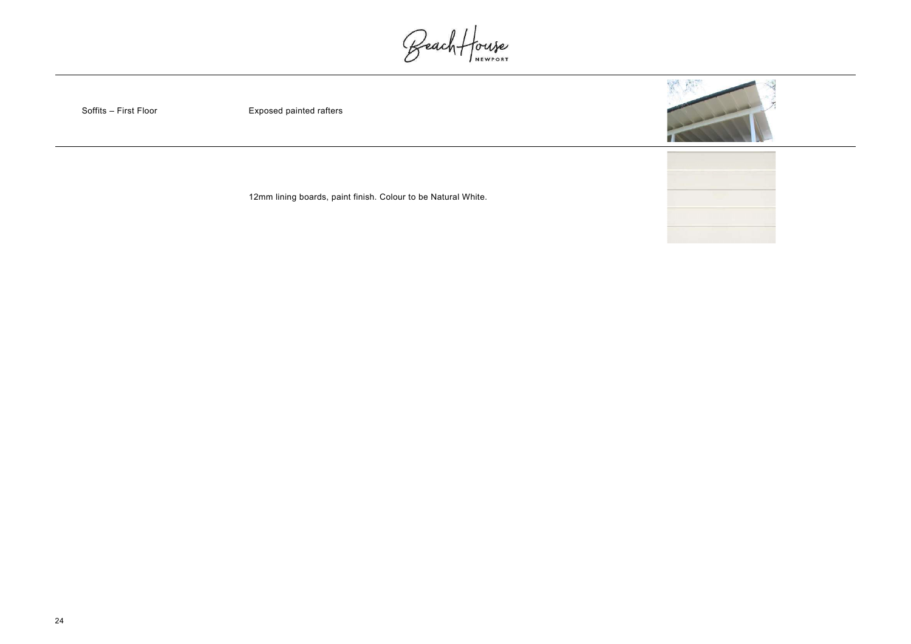| | |
|---|---|
| Soffits – First Floor | Exposed painted rafters |
| | 12mm lining boards, paint finish. Colour to be Natural White. |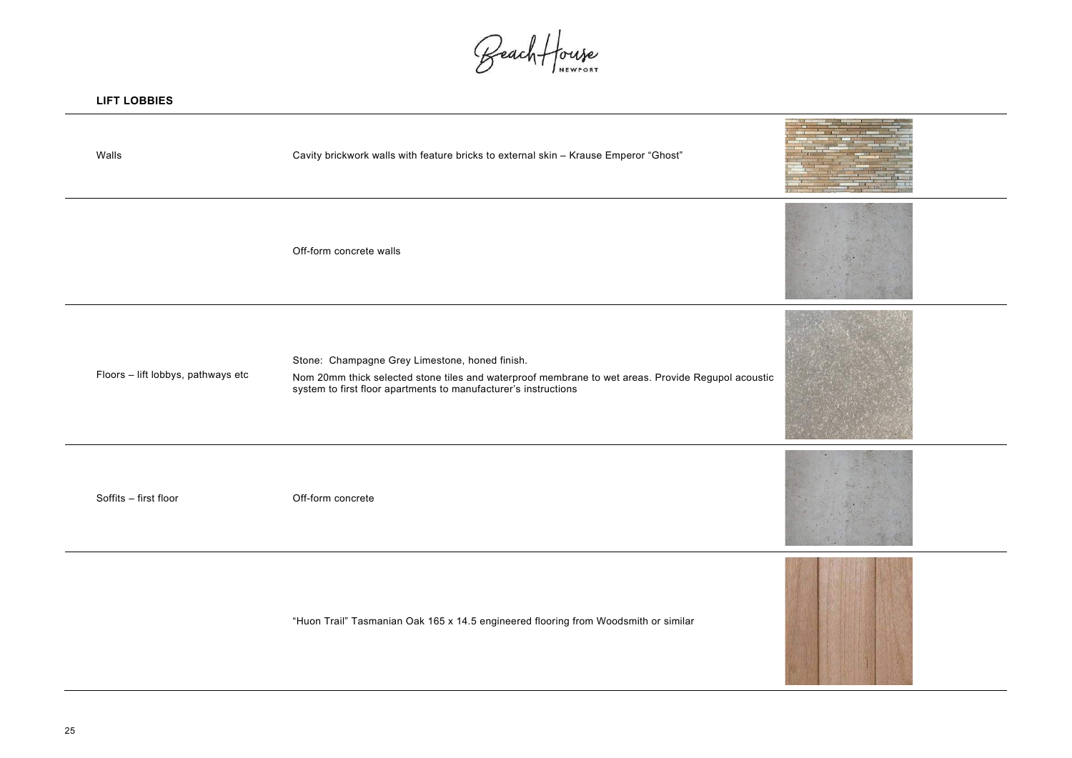## LIFT LOBBIES

| | |
|---|---|
| Walls | Cavity brickwork walls with feature bricks to external skin – Krause Emperor "Ghost" |
| | Off-form concrete walls |
| Floors – lift lobbys, pathways etc | Stone: Champagne Grey Limestone, honed finish.<br>Nom 20mm thick selected stone tiles and waterproof membrane to wet areas. Provide Regupol acoustic system to first floor apartments to manufacturer's instructions |
| Soffits – first floor | Off-form concrete |
| | "Huon Trail" Tasmanian Oak 165 x 14.5 engineered flooring from Woodsmith or similar |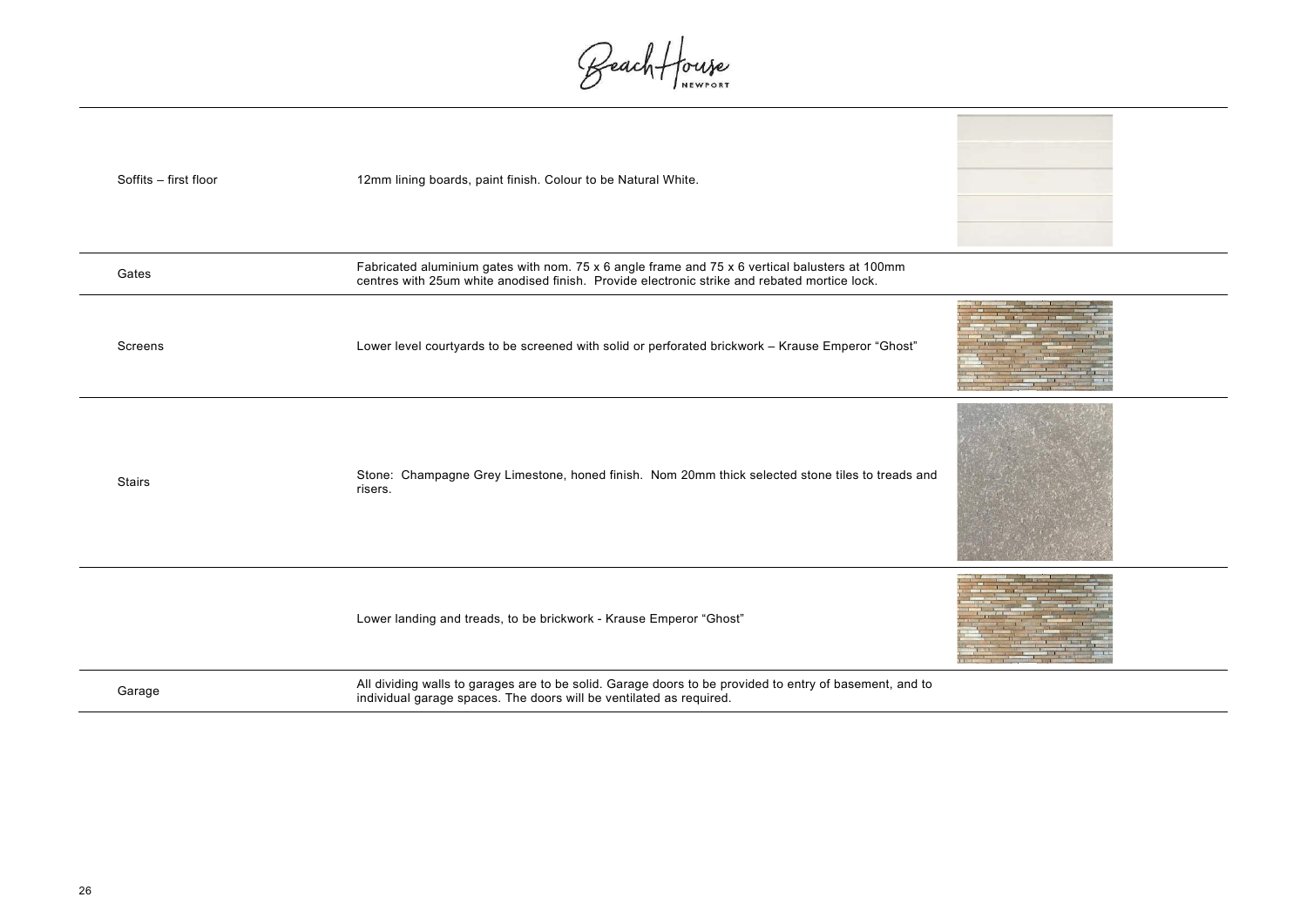| | |
|---|---|
| Soffits – first floor | 12mm lining boards, paint finish. Colour to be Natural White. |
| Gates | Fabricated aluminium gates with nom. 75 x 6 angle frame and 75 x 6 vertical balusters at 100mm centres with 25um white anodised finish. Provide electronic strike and rebated mortice lock. |
| Screens | Lower level courtyards to be screened with solid or perforated brickwork – Krause Emperor "Ghost" |
| Stairs | Stone: Champagne Grey Limestone, honed finish. Nom 20mm thick selected stone tiles to treads and risers. |
| | Lower landing and treads, to be brickwork - Krause Emperor "Ghost" |
| Garage | All dividing walls to garages are to be solid. Garage doors to be provided to entry of basement, and to individual garage spaces. The doors will be ventilated as required. |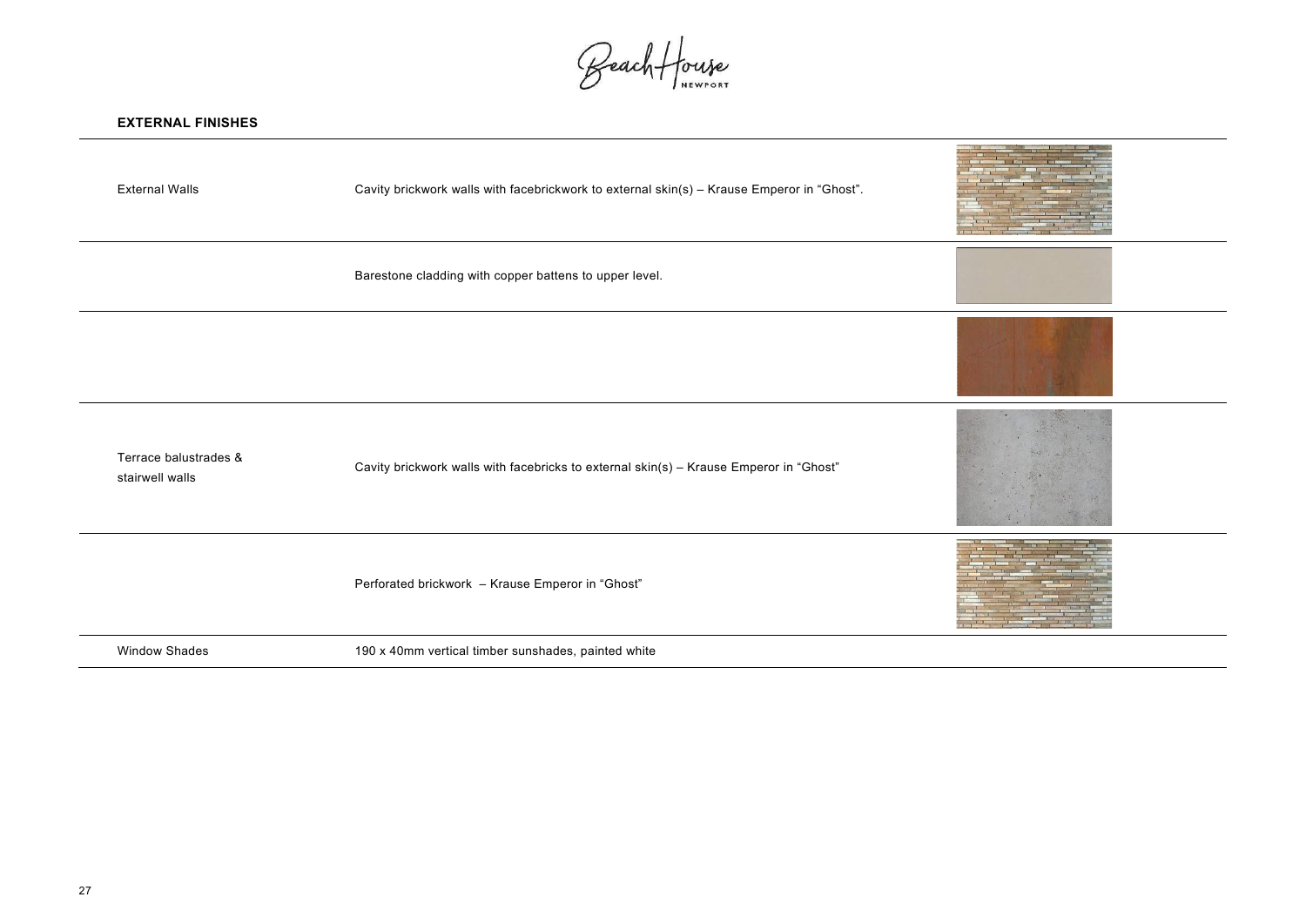## EXTERNAL FINISHES

| | |
|---|---|
| External Walls | Cavity brickwork walls with facebrickwork to external skin(s) – Krause Emperor in "Ghost". |
| | Barestone cladding with copper battens to upper level. |
| | |
| Terrace balustrades & stairwell walls | Cavity brickwork walls with facebricks to external skin(s) – Krause Emperor in "Ghost" |
| | Perforated brickwork – Krause Emperor in "Ghost" |
| Window Shades | 190 x 40mm vertical timber sunshades, painted white |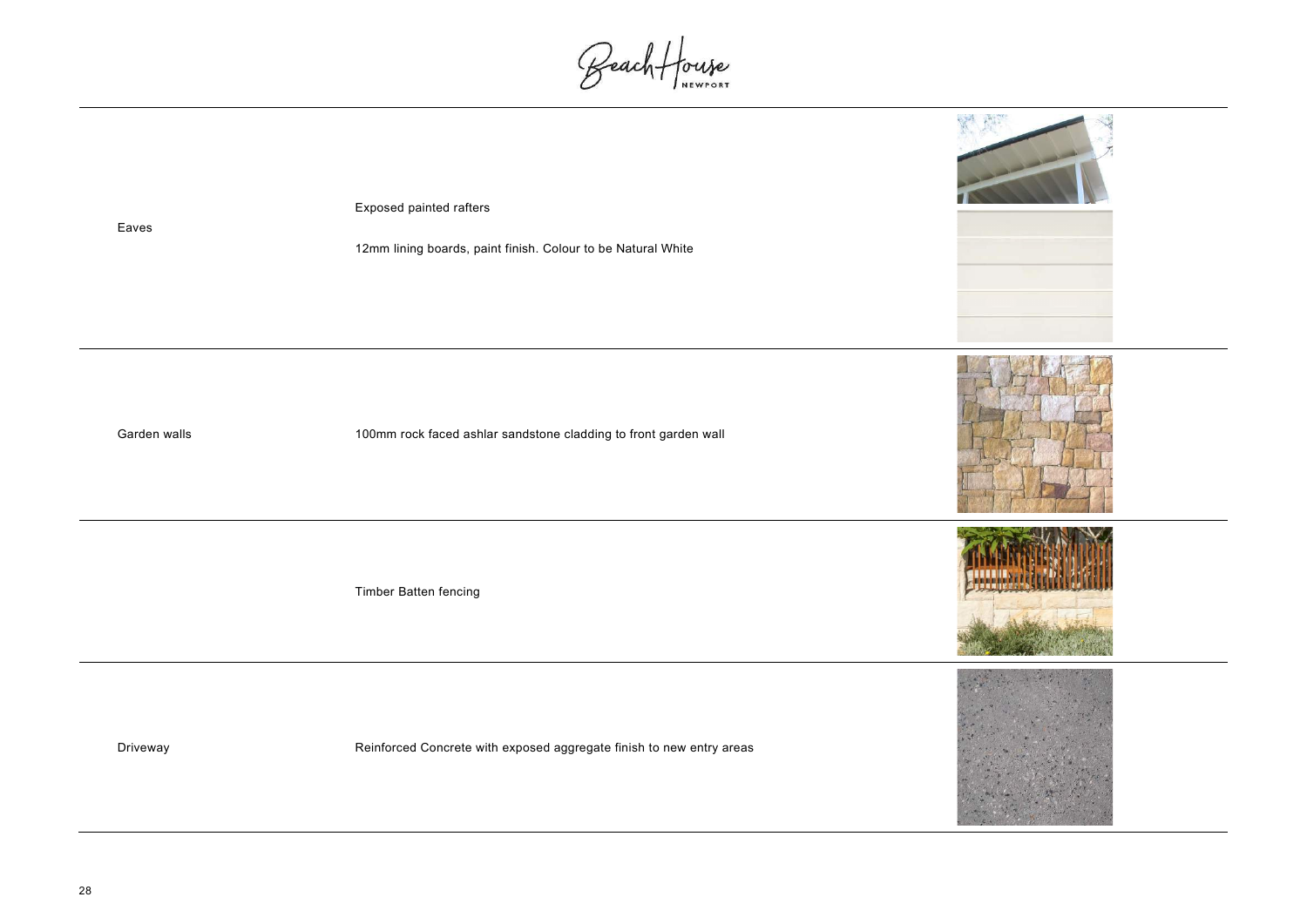| | |
|---|---|
| Eaves | Exposed painted rafters<br><br>12mm lining boards, paint finish. Colour to be Natural White |
| Garden walls | 100mm rock faced ashlar sandstone cladding to front garden wall |
| | Timber Batten fencing |
| Driveway | Reinforced Concrete with exposed aggregate finish to new entry areas |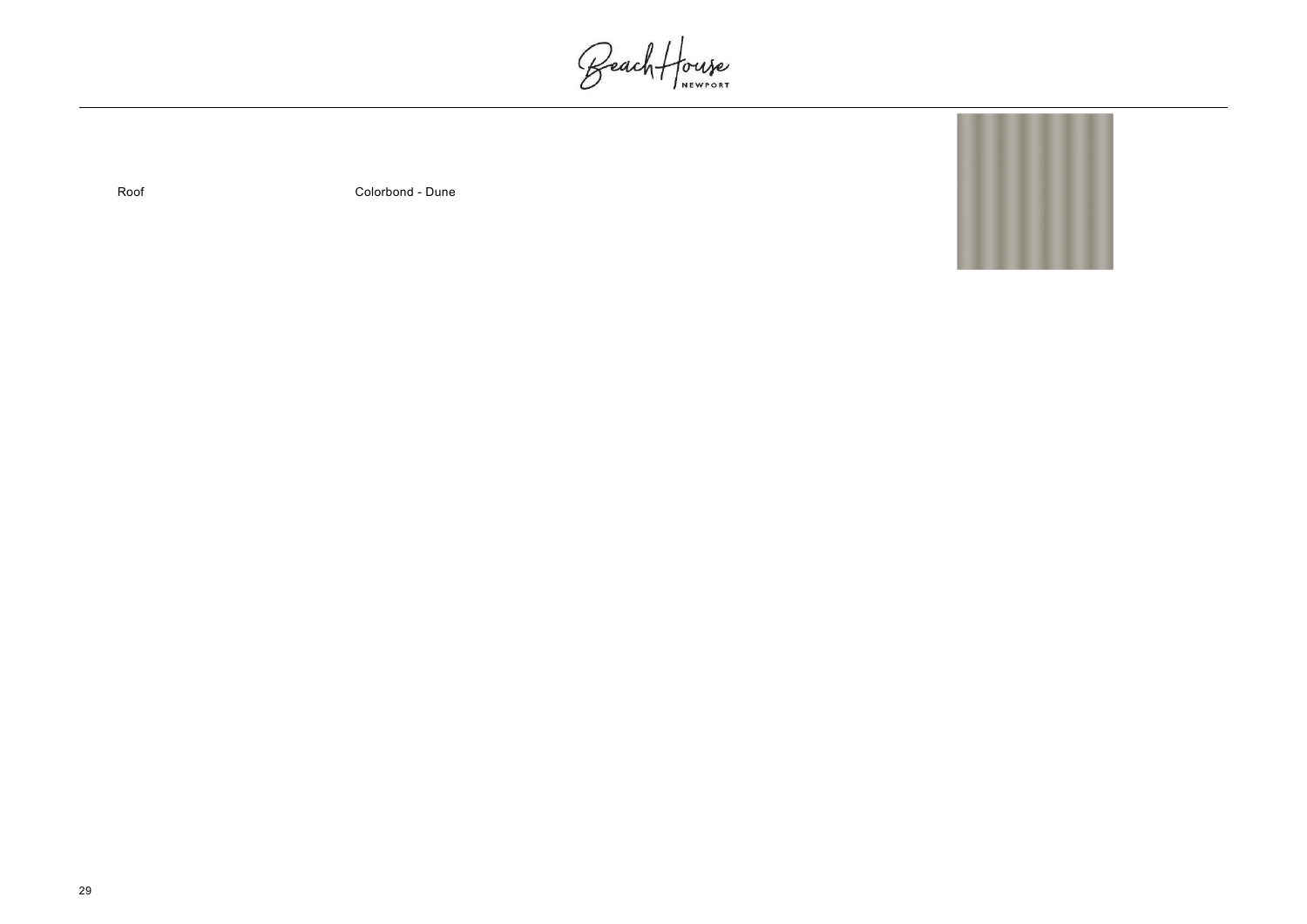| | |
|---|---|
| Roof | Colorbond - Dune |